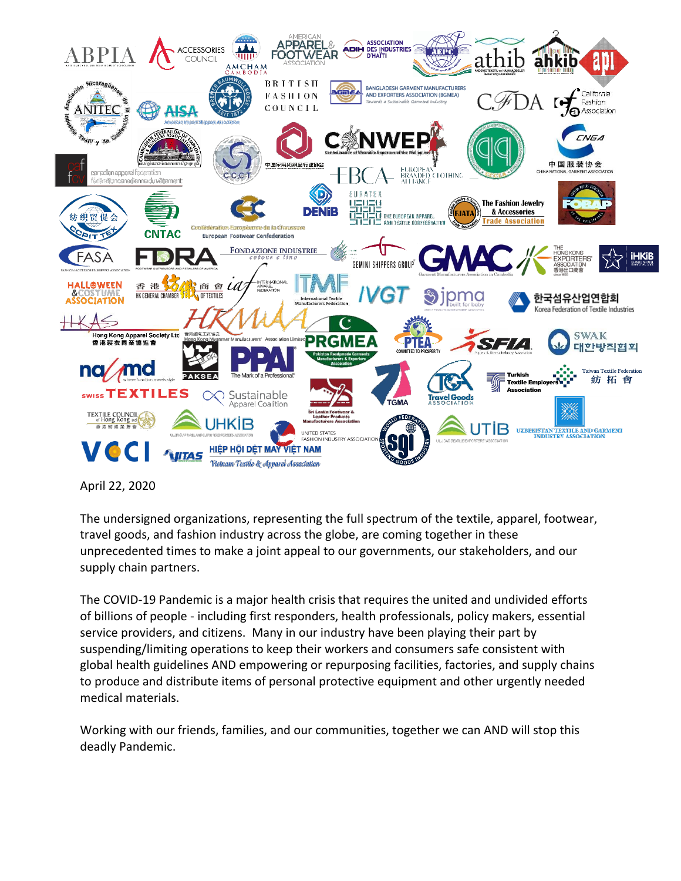April 22, 2020

The undersigned organizations, representing the full spectrum of the textile, apparel, footwear, travel goods, and fashion industry across the globe, are coming together in these unprecedented times to make a joint appeal to our governments, our stakeholders, and our supply chain partners.

The COVID-19 Pandemic is a major health crisis that requires the united and undivided efforts of billions of people - including first responders, health professionals, policy makers, essential service providers, and citizens. Many in our industry have been playing their part by suspending/limiting operations to keep their workers and consumers safe consistent with global health guidelines AND empowering or repurposing facilities, factories, and supply chains to produce and distribute items of personal protective equipment and other urgently needed medical materials.

Working with our friends, families, and our communities, together we can AND will stop this deadly Pandemic.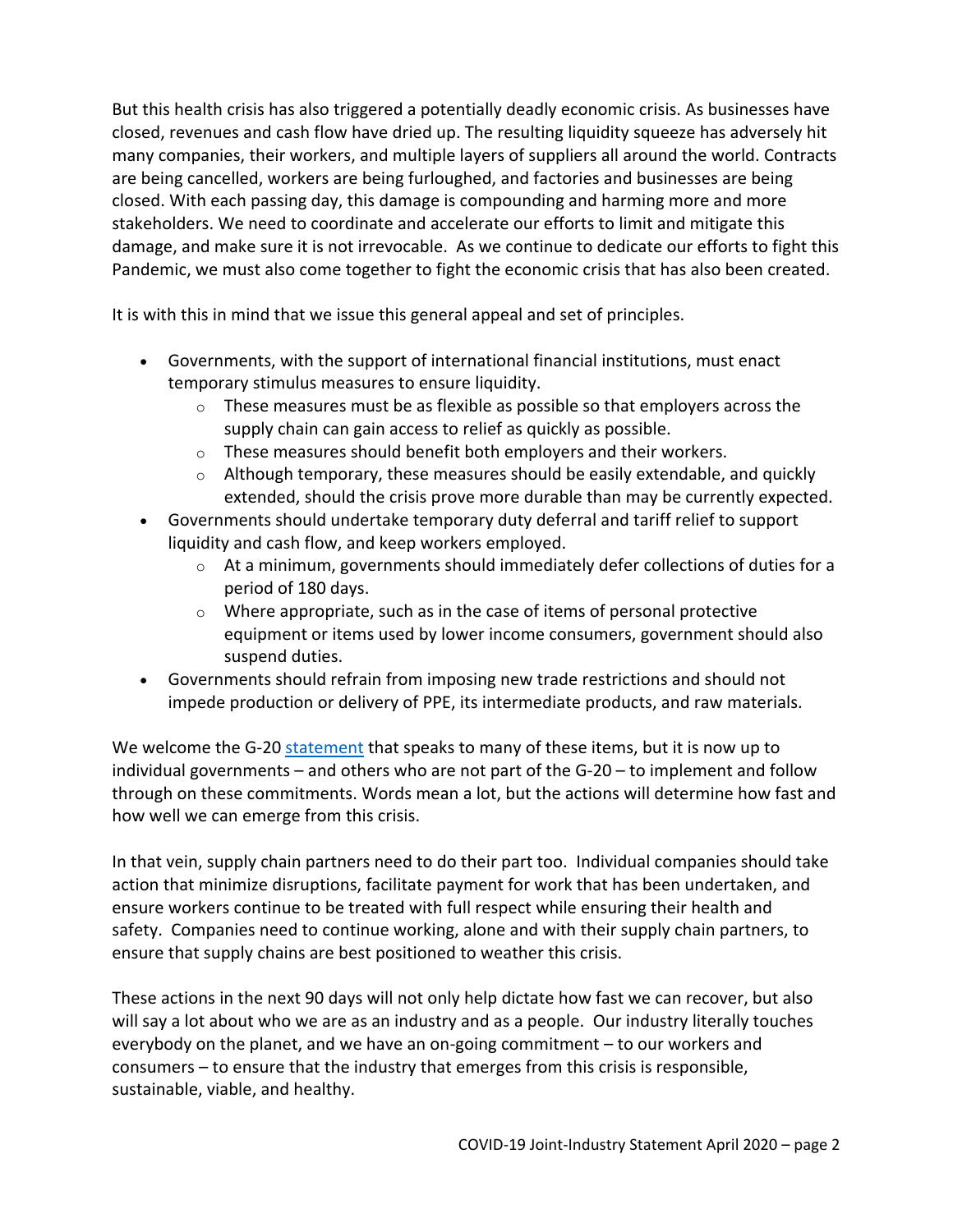But this health crisis has also triggered a potentially deadly economic crisis. As businesses have closed, revenues and cash flow have dried up. The resulting liquidity squeeze has adversely hit many companies, their workers, and multiple layers of suppliers all around the world. Contracts are being cancelled, workers are being furloughed, and factories and businesses are being closed. With each passing day, this damage is compounding and harming more and more stakeholders. We need to coordinate and accelerate our efforts to limit and mitigate this damage, and make sure it is not irrevocable. As we continue to dedicate our efforts to fight this Pandemic, we must also come together to fight the economic crisis that has also been created.

It is with this in mind that we issue this general appeal and set of principles.

- Governments, with the support of international financial institutions, must enact temporary stimulus measures to ensure liquidity.
  - These measures must be as flexible as possible so that employers across the supply chain can gain access to relief as quickly as possible.
  - These measures should benefit both employers and their workers.
  - Although temporary, these measures should be easily extendable, and quickly extended, should the crisis prove more durable than may be currently expected.
- Governments should undertake temporary duty deferral and tariff relief to support liquidity and cash flow, and keep workers employed.
  - At a minimum, governments should immediately defer collections of duties for a period of 180 days.
  - Where appropriate, such as in the case of items of personal protective equipment or items used by lower income consumers, government should also suspend duties.
- Governments should refrain from imposing new trade restrictions and should not impede production or delivery of PPE, its intermediate products, and raw materials.

We welcome the G-20 statement that speaks to many of these items, but it is now up to individual governments – and others who are not part of the G-20 – to implement and follow through on these commitments. Words mean a lot, but the actions will determine how fast and how well we can emerge from this crisis.

In that vein, supply chain partners need to do their part too. Individual companies should take action that minimize disruptions, facilitate payment for work that has been undertaken, and ensure workers continue to be treated with full respect while ensuring their health and safety. Companies need to continue working, alone and with their supply chain partners, to ensure that supply chains are best positioned to weather this crisis.

These actions in the next 90 days will not only help dictate how fast we can recover, but also will say a lot about who we are as an industry and as a people. Our industry literally touches everybody on the planet, and we have an on-going commitment – to our workers and consumers – to ensure that the industry that emerges from this crisis is responsible, sustainable, viable, and healthy.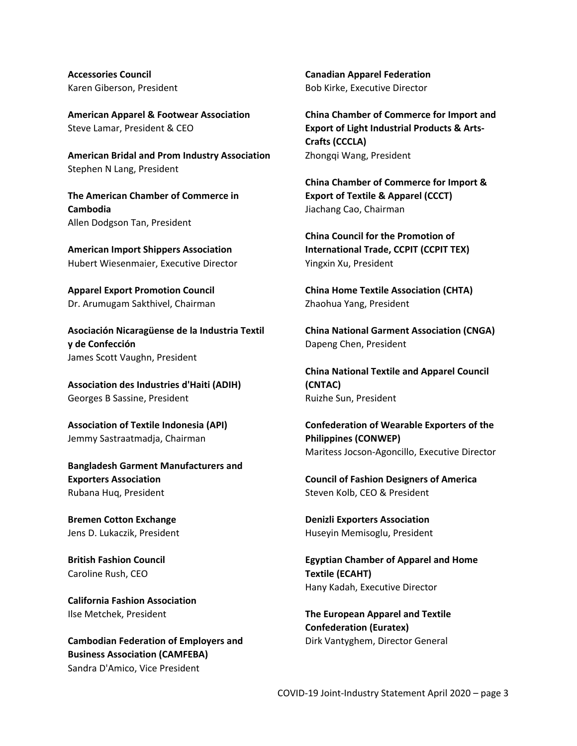**Accessories Council**
Karen Giberson, President

**American Apparel & Footwear Association**
Steve Lamar, President & CEO

**American Bridal and Prom Industry Association**
Stephen N Lang, President

**The American Chamber of Commerce in Cambodia**
Allen Dodgson Tan, President

**American Import Shippers Association**
Hubert Wiesenmaier, Executive Director

**Apparel Export Promotion Council**
Dr. Arumugam Sakthivel, Chairman

**Asociación Nicaragüense de la Industria Textil y de Confección**
James Scott Vaughn, President

**Association des Industries d'Haiti (ADIH)**
Georges B Sassine, President

**Association of Textile Indonesia (API)**
Jemmy Sastraatmadja, Chairman

**Bangladesh Garment Manufacturers and Exporters Association**
Rubana Huq, President

**Bremen Cotton Exchange**
Jens D. Lukaczik, President

**British Fashion Council**
Caroline Rush, CEO

**California Fashion Association**
Ilse Metchek, President

**Cambodian Federation of Employers and Business Association (CAMFEBA)**
Sandra D'Amico, Vice President

**Canadian Apparel Federation**
Bob Kirke, Executive Director

**China Chamber of Commerce for Import and Export of Light Industrial Products & Arts-Crafts (CCCLA)**
Zhongqi Wang, President

**China Chamber of Commerce for Import & Export of Textile & Apparel (CCCT)**
Jiachang Cao, Chairman

**China Council for the Promotion of International Trade, CCPIT (CCPIT TEX)**
Yingxin Xu, President

**China Home Textile Association (CHTA)**
Zhaohua Yang, President

**China National Garment Association (CNGA)**
Dapeng Chen, President

**China National Textile and Apparel Council (CNTAC)**
Ruizhe Sun, President

**Confederation of Wearable Exporters of the Philippines (CONWEP)**
Maritess Jocson-Agoncillo, Executive Director

**Council of Fashion Designers of America**
Steven Kolb, CEO & President

**Denizli Exporters Association**
Huseyin Memisoglu, President

**Egyptian Chamber of Apparel and Home Textile (ECAHT)**
Hany Kadah, Executive Director

**The European Apparel and Textile Confederation (Euratex)**
Dirk Vantyghem, Director General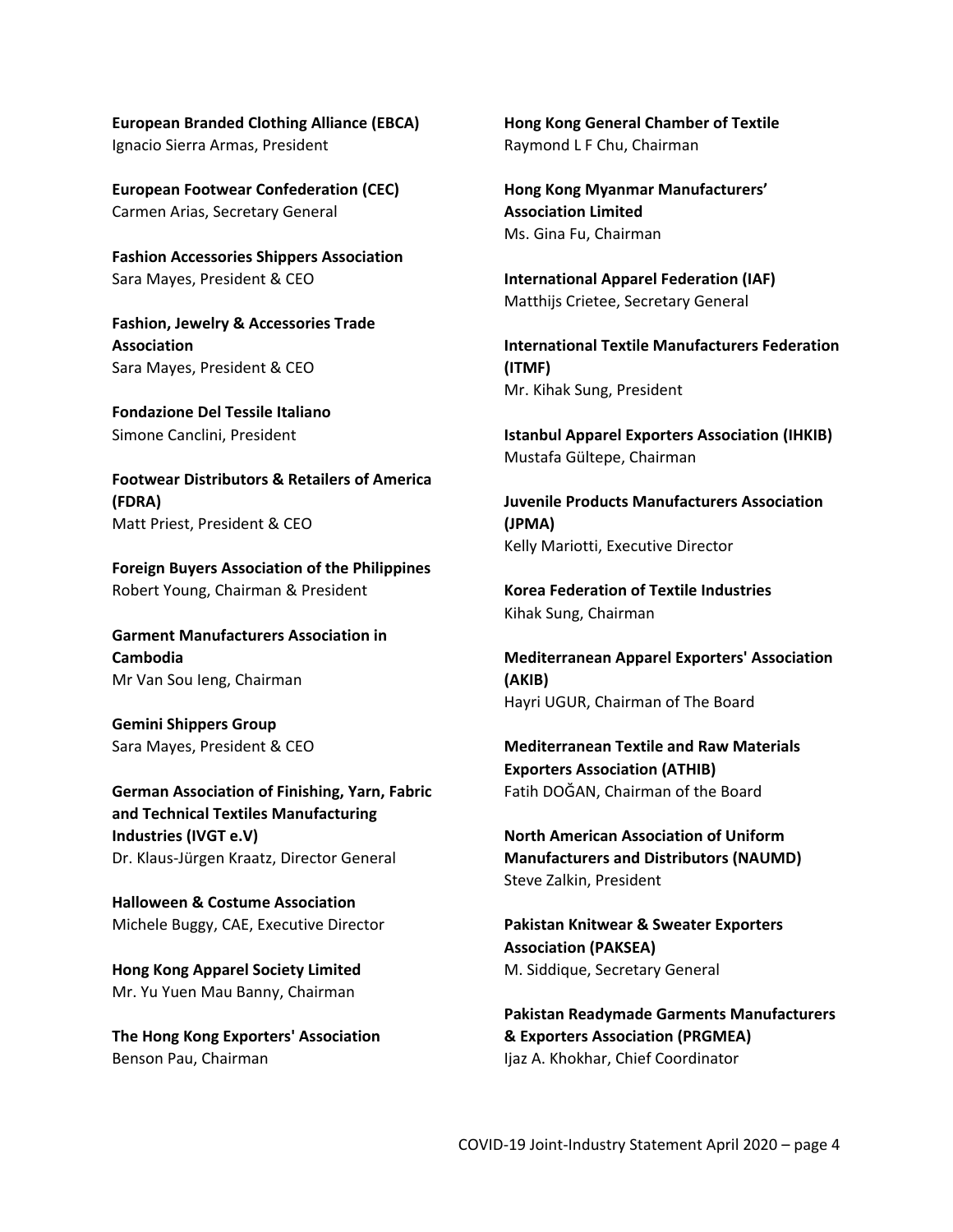**European Branded Clothing Alliance (EBCA)**
Ignacio Sierra Armas, President

**European Footwear Confederation (CEC)**
Carmen Arias, Secretary General

**Fashion Accessories Shippers Association**
Sara Mayes, President & CEO

**Fashion, Jewelry & Accessories Trade Association**
Sara Mayes, President & CEO

**Fondazione Del Tessile Italiano**
Simone Canclini, President

**Footwear Distributors & Retailers of America (FDRA)**
Matt Priest, President & CEO

**Foreign Buyers Association of the Philippines**
Robert Young, Chairman & President

**Garment Manufacturers Association in Cambodia**
Mr Van Sou Ieng, Chairman

**Gemini Shippers Group**
Sara Mayes, President & CEO

**German Association of Finishing, Yarn, Fabric and Technical Textiles Manufacturing Industries (IVGT e.V)**
Dr. Klaus-Jürgen Kraatz, Director General

**Halloween & Costume Association**
Michele Buggy, CAE, Executive Director

**Hong Kong Apparel Society Limited**
Mr. Yu Yuen Mau Banny, Chairman

**The Hong Kong Exporters' Association**
Benson Pau, Chairman

**Hong Kong General Chamber of Textile**
Raymond L F Chu, Chairman

**Hong Kong Myanmar Manufacturers' Association Limited**
Ms. Gina Fu, Chairman

**International Apparel Federation (IAF)**
Matthijs Crietee, Secretary General

**International Textile Manufacturers Federation (ITMF)**
Mr. Kihak Sung, President

**Istanbul Apparel Exporters Association (IHKIB)**
Mustafa Gültepe, Chairman

**Juvenile Products Manufacturers Association (JPMA)**
Kelly Mariotti, Executive Director

**Korea Federation of Textile Industries**
Kihak Sung, Chairman

**Mediterranean Apparel Exporters' Association (AKIB)**
Hayri UGUR, Chairman of The Board

**Mediterranean Textile and Raw Materials Exporters Association (ATHIB)**
Fatih DOĞAN, Chairman of the Board

**North American Association of Uniform Manufacturers and Distributors (NAUMD)**
Steve Zalkin, President

**Pakistan Knitwear & Sweater Exporters Association (PAKSEA)**
M. Siddique, Secretary General

**Pakistan Readymade Garments Manufacturers & Exporters Association (PRGMEA)**
Ijaz A. Khokhar, Chief Coordinator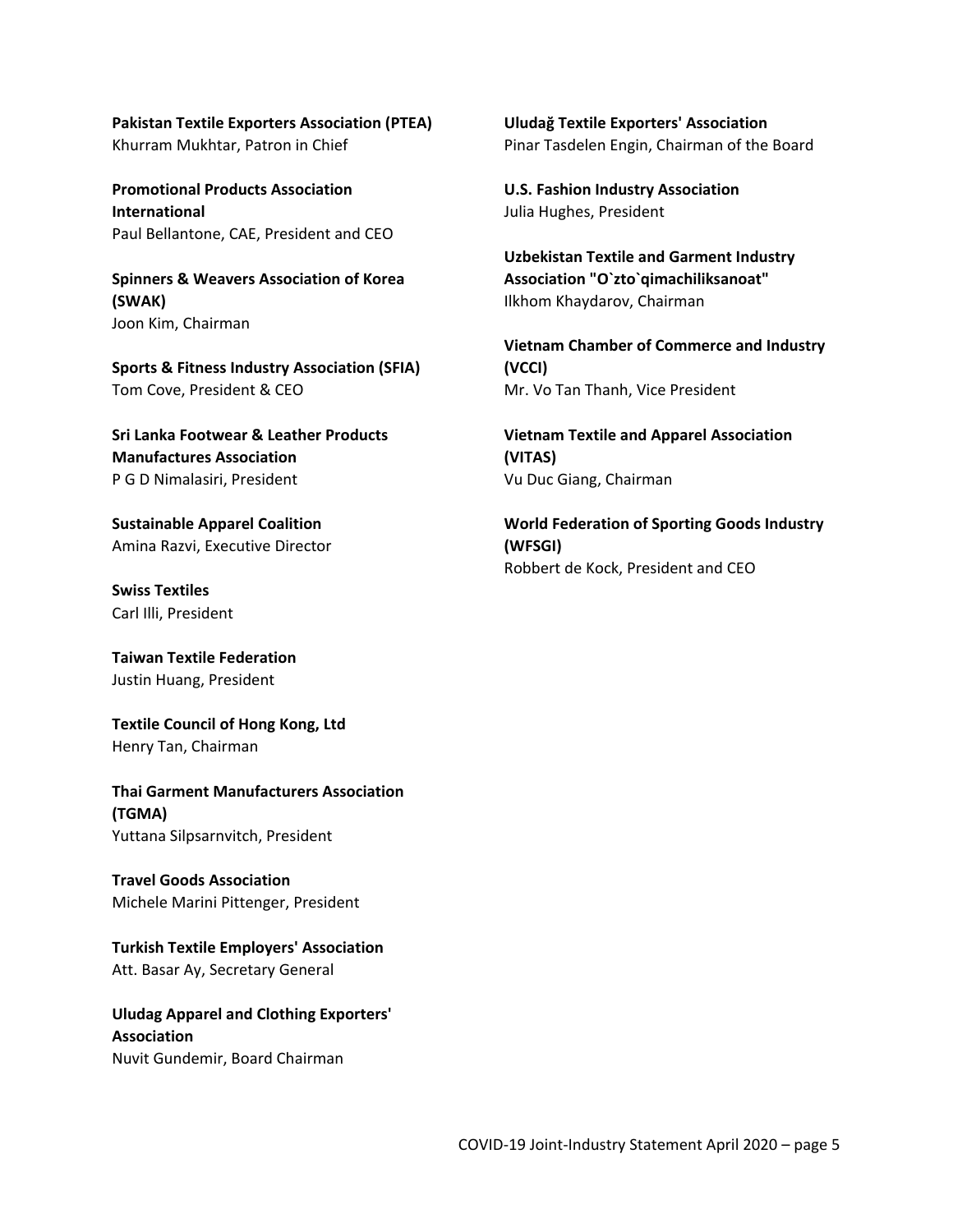**Pakistan Textile Exporters Association (PTEA)**
Khurram Mukhtar, Patron in Chief

**Promotional Products Association International**
Paul Bellantone, CAE, President and CEO

**Spinners & Weavers Association of Korea (SWAK)**
Joon Kim, Chairman

**Sports & Fitness Industry Association (SFIA)**
Tom Cove, President & CEO

**Sri Lanka Footwear & Leather Products Manufactures Association**
P G D Nimalasiri, President

**Sustainable Apparel Coalition**
Amina Razvi, Executive Director

**Swiss Textiles**
Carl Illi, President

**Taiwan Textile Federation**
Justin Huang, President

**Textile Council of Hong Kong, Ltd**
Henry Tan, Chairman

**Thai Garment Manufacturers Association (TGMA)**
Yuttana Silpsarnvitch, President

**Travel Goods Association**
Michele Marini Pittenger, President

**Turkish Textile Employers' Association**
Att. Basar Ay, Secretary General

**Uludag Apparel and Clothing Exporters' Association**
Nuvit Gundemir, Board Chairman

**Uludağ Textile Exporters' Association**
Pinar Tasdelen Engin, Chairman of the Board

**U.S. Fashion Industry Association**
Julia Hughes, President

**Uzbekistan Textile and Garment Industry Association "O`zto`qimachiliksanoat"**
Ilkhom Khaydarov, Chairman

**Vietnam Chamber of Commerce and Industry (VCCI)**
Mr. Vo Tan Thanh, Vice President

**Vietnam Textile and Apparel Association (VITAS)**
Vu Duc Giang, Chairman

**World Federation of Sporting Goods Industry (WFSGI)**
Robbert de Kock, President and CEO